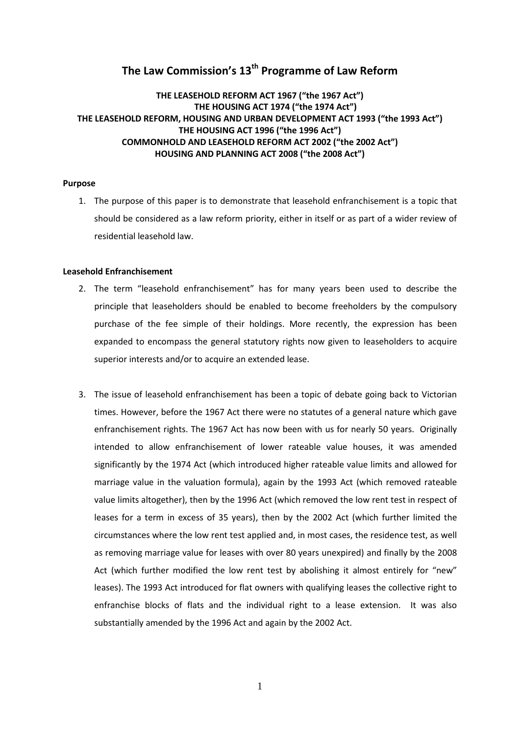# The Law Commission's 13th Programme of Law Reform

**THE LEASEHOLD REFORM ACT 1967 ("the 1967 Act")**
**THE HOUSING ACT 1974 ("the 1974 Act")**
**THE LEASEHOLD REFORM, HOUSING AND URBAN DEVELOPMENT ACT 1993 ("the 1993 Act")**
**THE HOUSING ACT 1996 ("the 1996 Act")**
**COMMONHOLD AND LEASEHOLD REFORM ACT 2002 ("the 2002 Act")**
**HOUSING AND PLANNING ACT 2008 ("the 2008 Act")**

**Purpose**

1. The purpose of this paper is to demonstrate that leasehold enfranchisement is a topic that should be considered as a law reform priority, either in itself or as part of a wider review of residential leasehold law.

**Leasehold Enfranchisement**

2. The term "leasehold enfranchisement" has for many years been used to describe the principle that leaseholders should be enabled to become freeholders by the compulsory purchase of the fee simple of their holdings. More recently, the expression has been expanded to encompass the general statutory rights now given to leaseholders to acquire superior interests and/or to acquire an extended lease.

3. The issue of leasehold enfranchisement has been a topic of debate going back to Victorian times. However, before the 1967 Act there were no statutes of a general nature which gave enfranchisement rights. The 1967 Act has now been with us for nearly 50 years. Originally intended to allow enfranchisement of lower rateable value houses, it was amended significantly by the 1974 Act (which introduced higher rateable value limits and allowed for marriage value in the valuation formula), again by the 1993 Act (which removed rateable value limits altogether), then by the 1996 Act (which removed the low rent test in respect of leases for a term in excess of 35 years), then by the 2002 Act (which further limited the circumstances where the low rent test applied and, in most cases, the residence test, as well as removing marriage value for leases with over 80 years unexpired) and finally by the 2008 Act (which further modified the low rent test by abolishing it almost entirely for "new" leases). The 1993 Act introduced for flat owners with qualifying leases the collective right to enfranchise blocks of flats and the individual right to a lease extension. It was also substantially amended by the 1996 Act and again by the 2002 Act.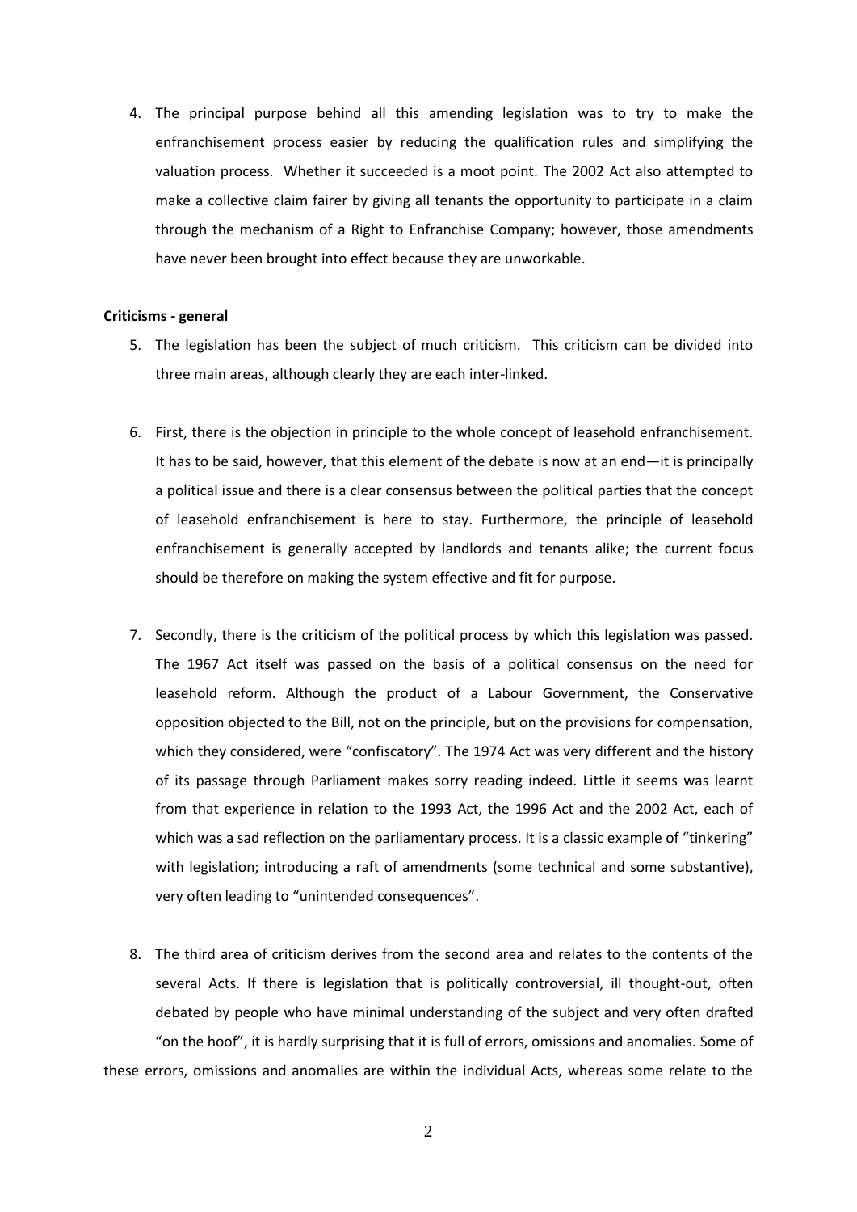4. The principal purpose behind all this amending legislation was to try to make the enfranchisement process easier by reducing the qualification rules and simplifying the valuation process. Whether it succeeded is a moot point. The 2002 Act also attempted to make a collective claim fairer by giving all tenants the opportunity to participate in a claim through the mechanism of a Right to Enfranchise Company; however, those amendments have never been brought into effect because they are unworkable.

**Criticisms - general**

5. The legislation has been the subject of much criticism. This criticism can be divided into three main areas, although clearly they are each inter-linked.

6. First, there is the objection in principle to the whole concept of leasehold enfranchisement. It has to be said, however, that this element of the debate is now at an end—it is principally a political issue and there is a clear consensus between the political parties that the concept of leasehold enfranchisement is here to stay. Furthermore, the principle of leasehold enfranchisement is generally accepted by landlords and tenants alike; the current focus should be therefore on making the system effective and fit for purpose.

7. Secondly, there is the criticism of the political process by which this legislation was passed. The 1967 Act itself was passed on the basis of a political consensus on the need for leasehold reform. Although the product of a Labour Government, the Conservative opposition objected to the Bill, not on the principle, but on the provisions for compensation, which they considered, were "confiscatory". The 1974 Act was very different and the history of its passage through Parliament makes sorry reading indeed. Little it seems was learnt from that experience in relation to the 1993 Act, the 1996 Act and the 2002 Act, each of which was a sad reflection on the parliamentary process. It is a classic example of "tinkering" with legislation; introducing a raft of amendments (some technical and some substantive), very often leading to "unintended consequences".

8. The third area of criticism derives from the second area and relates to the contents of the several Acts. If there is legislation that is politically controversial, ill thought-out, often debated by people who have minimal understanding of the subject and very often drafted "on the hoof", it is hardly surprising that it is full of errors, omissions and anomalies. Some of these errors, omissions and anomalies are within the individual Acts, whereas some relate to the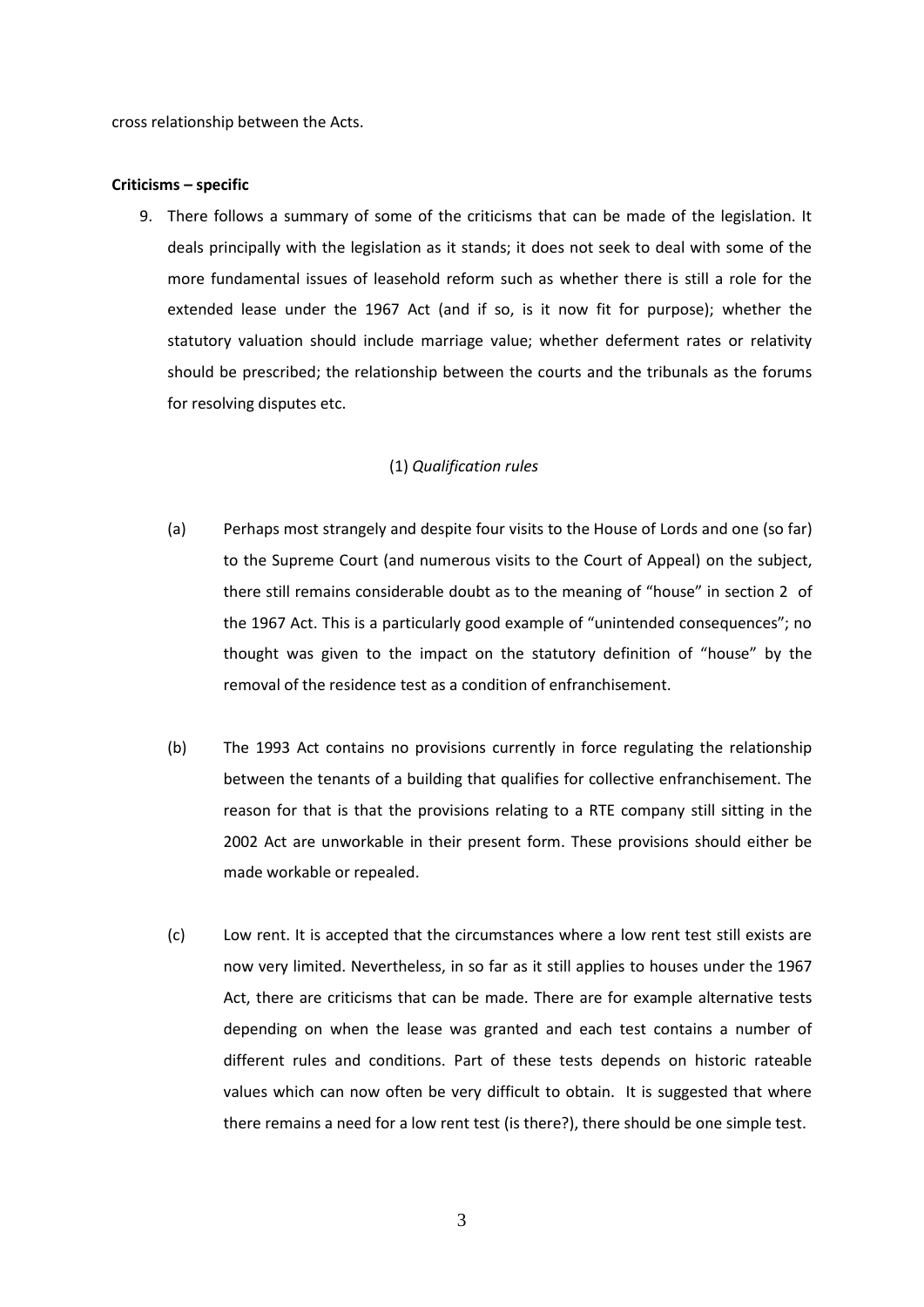cross relationship between the Acts.

**Criticisms – specific**

9. There follows a summary of some of the criticisms that can be made of the legislation. It deals principally with the legislation as it stands; it does not seek to deal with some of the more fundamental issues of leasehold reform such as whether there is still a role for the extended lease under the 1967 Act (and if so, is it now fit for purpose); whether the statutory valuation should include marriage value; whether deferment rates or relativity should be prescribed; the relationship between the courts and the tribunals as the forums for resolving disputes etc.

(1) *Qualification rules*

(a) Perhaps most strangely and despite four visits to the House of Lords and one (so far) to the Supreme Court (and numerous visits to the Court of Appeal) on the subject, there still remains considerable doubt as to the meaning of "house" in section 2 of the 1967 Act. This is a particularly good example of "unintended consequences"; no thought was given to the impact on the statutory definition of "house" by the removal of the residence test as a condition of enfranchisement.

(b) The 1993 Act contains no provisions currently in force regulating the relationship between the tenants of a building that qualifies for collective enfranchisement. The reason for that is that the provisions relating to a RTE company still sitting in the 2002 Act are unworkable in their present form. These provisions should either be made workable or repealed.

(c) Low rent. It is accepted that the circumstances where a low rent test still exists are now very limited. Nevertheless, in so far as it still applies to houses under the 1967 Act, there are criticisms that can be made. There are for example alternative tests depending on when the lease was granted and each test contains a number of different rules and conditions. Part of these tests depends on historic rateable values which can now often be very difficult to obtain. It is suggested that where there remains a need for a low rent test (is there?), there should be one simple test.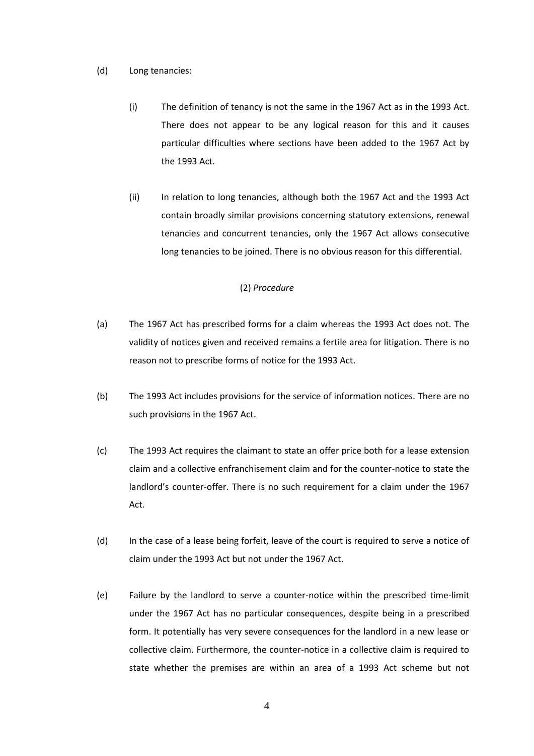(d) Long tenancies:

(i) The definition of tenancy is not the same in the 1967 Act as in the 1993 Act. There does not appear to be any logical reason for this and it causes particular difficulties where sections have been added to the 1967 Act by the 1993 Act.

(ii) In relation to long tenancies, although both the 1967 Act and the 1993 Act contain broadly similar provisions concerning statutory extensions, renewal tenancies and concurrent tenancies, only the 1967 Act allows consecutive long tenancies to be joined. There is no obvious reason for this differential.

(2) *Procedure*

(a) The 1967 Act has prescribed forms for a claim whereas the 1993 Act does not. The validity of notices given and received remains a fertile area for litigation. There is no reason not to prescribe forms of notice for the 1993 Act.

(b) The 1993 Act includes provisions for the service of information notices. There are no such provisions in the 1967 Act.

(c) The 1993 Act requires the claimant to state an offer price both for a lease extension claim and a collective enfranchisement claim and for the counter-notice to state the landlord's counter-offer. There is no such requirement for a claim under the 1967 Act.

(d) In the case of a lease being forfeit, leave of the court is required to serve a notice of claim under the 1993 Act but not under the 1967 Act.

(e) Failure by the landlord to serve a counter-notice within the prescribed time-limit under the 1967 Act has no particular consequences, despite being in a prescribed form. It potentially has very severe consequences for the landlord in a new lease or collective claim. Furthermore, the counter-notice in a collective claim is required to state whether the premises are within an area of a 1993 Act scheme but not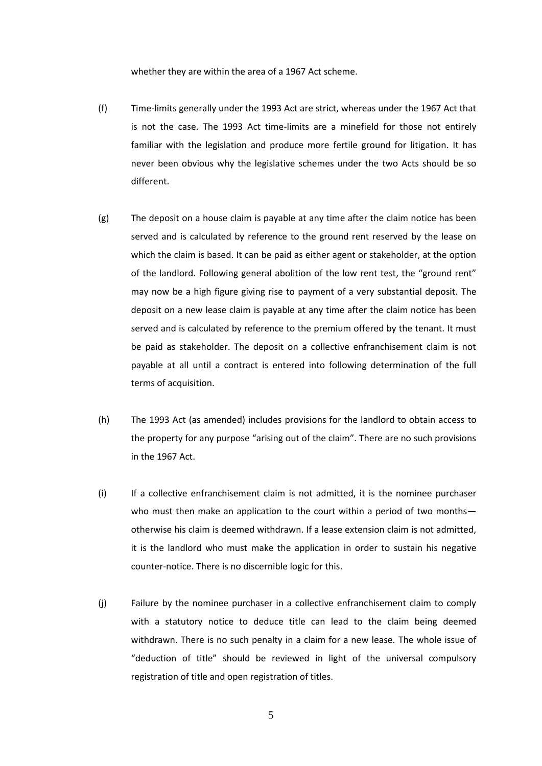whether they are within the area of a 1967 Act scheme.

(f) Time-limits generally under the 1993 Act are strict, whereas under the 1967 Act that is not the case. The 1993 Act time-limits are a minefield for those not entirely familiar with the legislation and produce more fertile ground for litigation. It has never been obvious why the legislative schemes under the two Acts should be so different.

(g) The deposit on a house claim is payable at any time after the claim notice has been served and is calculated by reference to the ground rent reserved by the lease on which the claim is based. It can be paid as either agent or stakeholder, at the option of the landlord. Following general abolition of the low rent test, the "ground rent" may now be a high figure giving rise to payment of a very substantial deposit. The deposit on a new lease claim is payable at any time after the claim notice has been served and is calculated by reference to the premium offered by the tenant. It must be paid as stakeholder. The deposit on a collective enfranchisement claim is not payable at all until a contract is entered into following determination of the full terms of acquisition.

(h) The 1993 Act (as amended) includes provisions for the landlord to obtain access to the property for any purpose "arising out of the claim". There are no such provisions in the 1967 Act.

(i) If a collective enfranchisement claim is not admitted, it is the nominee purchaser who must then make an application to the court within a period of two months—otherwise his claim is deemed withdrawn. If a lease extension claim is not admitted, it is the landlord who must make the application in order to sustain his negative counter-notice. There is no discernible logic for this.

(j) Failure by the nominee purchaser in a collective enfranchisement claim to comply with a statutory notice to deduce title can lead to the claim being deemed withdrawn. There is no such penalty in a claim for a new lease. The whole issue of "deduction of title" should be reviewed in light of the universal compulsory registration of title and open registration of titles.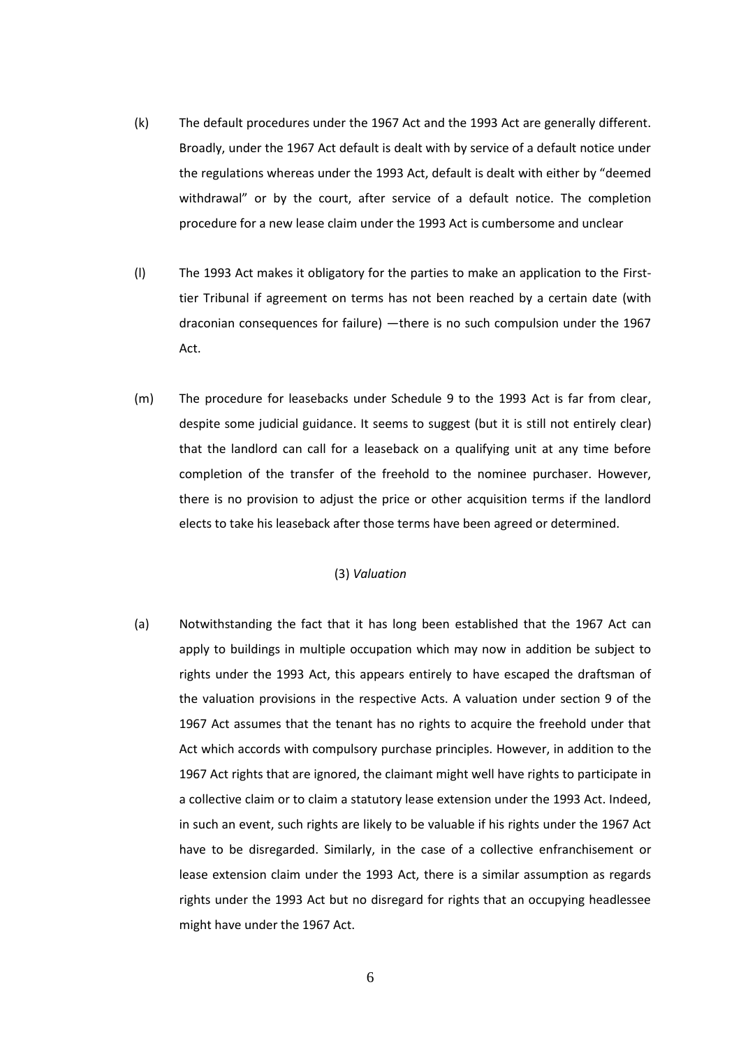(k) The default procedures under the 1967 Act and the 1993 Act are generally different. Broadly, under the 1967 Act default is dealt with by service of a default notice under the regulations whereas under the 1993 Act, default is dealt with either by "deemed withdrawal" or by the court, after service of a default notice. The completion procedure for a new lease claim under the 1993 Act is cumbersome and unclear

(l) The 1993 Act makes it obligatory for the parties to make an application to the First-tier Tribunal if agreement on terms has not been reached by a certain date (with draconian consequences for failure) —there is no such compulsion under the 1967 Act.

(m) The procedure for leasebacks under Schedule 9 to the 1993 Act is far from clear, despite some judicial guidance. It seems to suggest (but it is still not entirely clear) that the landlord can call for a leaseback on a qualifying unit at any time before completion of the transfer of the freehold to the nominee purchaser. However, there is no provision to adjust the price or other acquisition terms if the landlord elects to take his leaseback after those terms have been agreed or determined.

(3) *Valuation*

(a) Notwithstanding the fact that it has long been established that the 1967 Act can apply to buildings in multiple occupation which may now in addition be subject to rights under the 1993 Act, this appears entirely to have escaped the draftsman of the valuation provisions in the respective Acts. A valuation under section 9 of the 1967 Act assumes that the tenant has no rights to acquire the freehold under that Act which accords with compulsory purchase principles. However, in addition to the 1967 Act rights that are ignored, the claimant might well have rights to participate in a collective claim or to claim a statutory lease extension under the 1993 Act. Indeed, in such an event, such rights are likely to be valuable if his rights under the 1967 Act have to be disregarded. Similarly, in the case of a collective enfranchisement or lease extension claim under the 1993 Act, there is a similar assumption as regards rights under the 1993 Act but no disregard for rights that an occupying headlessee might have under the 1967 Act.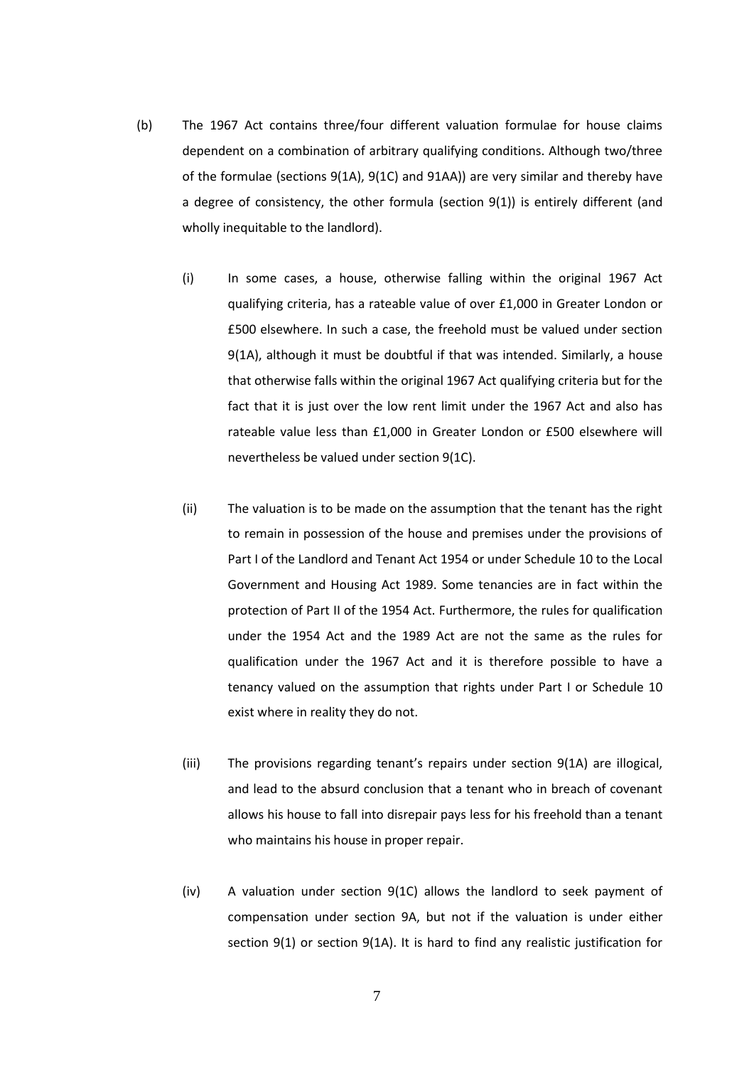(b) The 1967 Act contains three/four different valuation formulae for house claims dependent on a combination of arbitrary qualifying conditions. Although two/three of the formulae (sections 9(1A), 9(1C) and 91AA)) are very similar and thereby have a degree of consistency, the other formula (section 9(1)) is entirely different (and wholly inequitable to the landlord).

(i) In some cases, a house, otherwise falling within the original 1967 Act qualifying criteria, has a rateable value of over £1,000 in Greater London or £500 elsewhere. In such a case, the freehold must be valued under section 9(1A), although it must be doubtful if that was intended. Similarly, a house that otherwise falls within the original 1967 Act qualifying criteria but for the fact that it is just over the low rent limit under the 1967 Act and also has rateable value less than £1,000 in Greater London or £500 elsewhere will nevertheless be valued under section 9(1C).

(ii) The valuation is to be made on the assumption that the tenant has the right to remain in possession of the house and premises under the provisions of Part I of the Landlord and Tenant Act 1954 or under Schedule 10 to the Local Government and Housing Act 1989. Some tenancies are in fact within the protection of Part II of the 1954 Act. Furthermore, the rules for qualification under the 1954 Act and the 1989 Act are not the same as the rules for qualification under the 1967 Act and it is therefore possible to have a tenancy valued on the assumption that rights under Part I or Schedule 10 exist where in reality they do not.

(iii) The provisions regarding tenant's repairs under section 9(1A) are illogical, and lead to the absurd conclusion that a tenant who in breach of covenant allows his house to fall into disrepair pays less for his freehold than a tenant who maintains his house in proper repair.

(iv) A valuation under section 9(1C) allows the landlord to seek payment of compensation under section 9A, but not if the valuation is under either section 9(1) or section 9(1A). It is hard to find any realistic justification for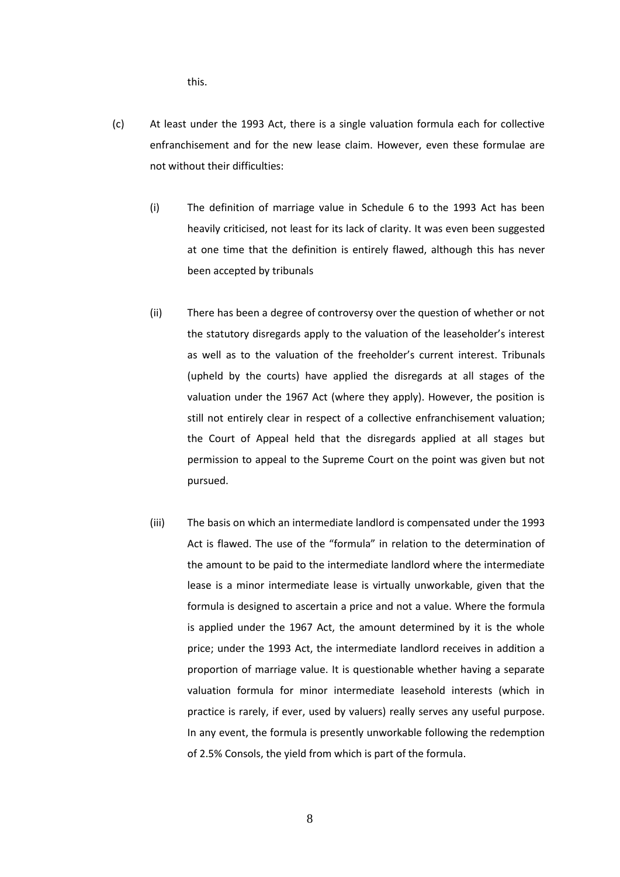this.

(c) At least under the 1993 Act, there is a single valuation formula each for collective enfranchisement and for the new lease claim. However, even these formulae are not without their difficulties:

   (i) The definition of marriage value in Schedule 6 to the 1993 Act has been heavily criticised, not least for its lack of clarity. It was even been suggested at one time that the definition is entirely flawed, although this has never been accepted by tribunals

   (ii) There has been a degree of controversy over the question of whether or not the statutory disregards apply to the valuation of the leaseholder's interest as well as to the valuation of the freeholder's current interest. Tribunals (upheld by the courts) have applied the disregards at all stages of the valuation under the 1967 Act (where they apply). However, the position is still not entirely clear in respect of a collective enfranchisement valuation; the Court of Appeal held that the disregards applied at all stages but permission to appeal to the Supreme Court on the point was given but not pursued.

   (iii) The basis on which an intermediate landlord is compensated under the 1993 Act is flawed. The use of the "formula" in relation to the determination of the amount to be paid to the intermediate landlord where the intermediate lease is a minor intermediate lease is virtually unworkable, given that the formula is designed to ascertain a price and not a value. Where the formula is applied under the 1967 Act, the amount determined by it is the whole price; under the 1993 Act, the intermediate landlord receives in addition a proportion of marriage value. It is questionable whether having a separate valuation formula for minor intermediate leasehold interests (which in practice is rarely, if ever, used by valuers) really serves any useful purpose. In any event, the formula is presently unworkable following the redemption of 2.5% Consols, the yield from which is part of the formula.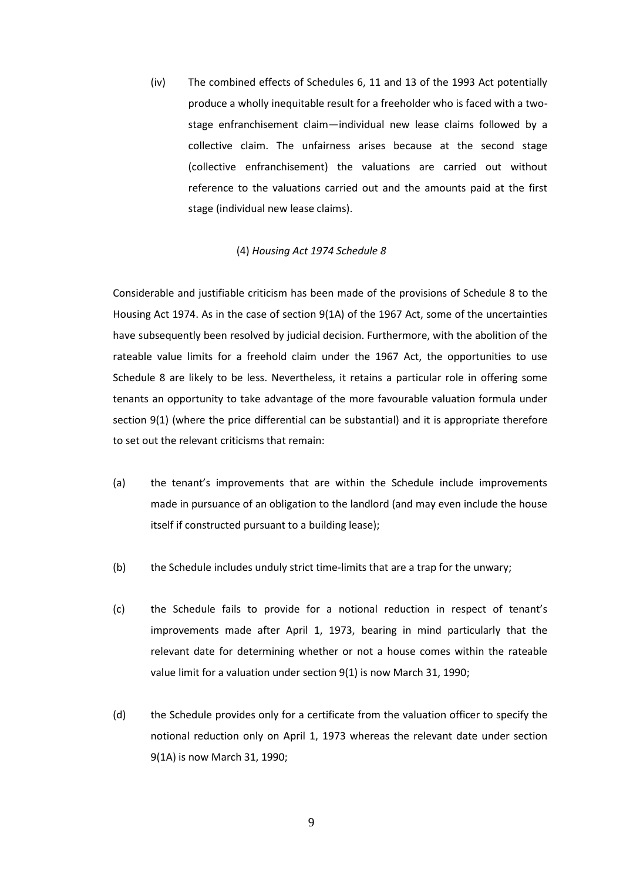(iv) The combined effects of Schedules 6, 11 and 13 of the 1993 Act potentially produce a wholly inequitable result for a freeholder who is faced with a two-stage enfranchisement claim—individual new lease claims followed by a collective claim. The unfairness arises because at the second stage (collective enfranchisement) the valuations are carried out without reference to the valuations carried out and the amounts paid at the first stage (individual new lease claims).

(4) *Housing Act 1974 Schedule 8*

Considerable and justifiable criticism has been made of the provisions of Schedule 8 to the Housing Act 1974. As in the case of section 9(1A) of the 1967 Act, some of the uncertainties have subsequently been resolved by judicial decision. Furthermore, with the abolition of the rateable value limits for a freehold claim under the 1967 Act, the opportunities to use Schedule 8 are likely to be less. Nevertheless, it retains a particular role in offering some tenants an opportunity to take advantage of the more favourable valuation formula under section 9(1) (where the price differential can be substantial) and it is appropriate therefore to set out the relevant criticisms that remain:

(a) the tenant's improvements that are within the Schedule include improvements made in pursuance of an obligation to the landlord (and may even include the house itself if constructed pursuant to a building lease);

(b) the Schedule includes unduly strict time-limits that are a trap for the unwary;

(c) the Schedule fails to provide for a notional reduction in respect of tenant's improvements made after April 1, 1973, bearing in mind particularly that the relevant date for determining whether or not a house comes within the rateable value limit for a valuation under section 9(1) is now March 31, 1990;

(d) the Schedule provides only for a certificate from the valuation officer to specify the notional reduction only on April 1, 1973 whereas the relevant date under section 9(1A) is now March 31, 1990;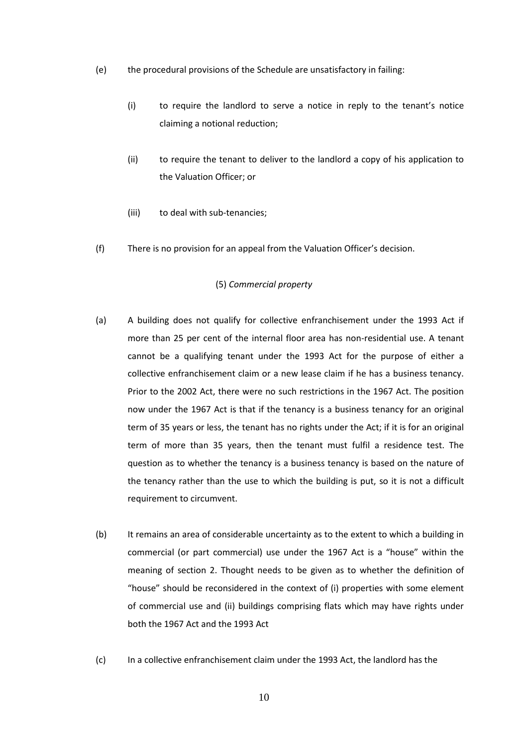(e) the procedural provisions of the Schedule are unsatisfactory in failing:

   (i) to require the landlord to serve a notice in reply to the tenant's notice claiming a notional reduction;

   (ii) to require the tenant to deliver to the landlord a copy of his application to the Valuation Officer; or

   (iii) to deal with sub-tenancies;

(f) There is no provision for an appeal from the Valuation Officer's decision.

(5) *Commercial property*

(a) A building does not qualify for collective enfranchisement under the 1993 Act if more than 25 per cent of the internal floor area has non-residential use. A tenant cannot be a qualifying tenant under the 1993 Act for the purpose of either a collective enfranchisement claim or a new lease claim if he has a business tenancy. Prior to the 2002 Act, there were no such restrictions in the 1967 Act. The position now under the 1967 Act is that if the tenancy is a business tenancy for an original term of 35 years or less, the tenant has no rights under the Act; if it is for an original term of more than 35 years, then the tenant must fulfil a residence test. The question as to whether the tenancy is a business tenancy is based on the nature of the tenancy rather than the use to which the building is put, so it is not a difficult requirement to circumvent.

(b) It remains an area of considerable uncertainty as to the extent to which a building in commercial (or part commercial) use under the 1967 Act is a "house" within the meaning of section 2. Thought needs to be given as to whether the definition of "house" should be reconsidered in the context of (i) properties with some element of commercial use and (ii) buildings comprising flats which may have rights under both the 1967 Act and the 1993 Act

(c) In a collective enfranchisement claim under the 1993 Act, the landlord has the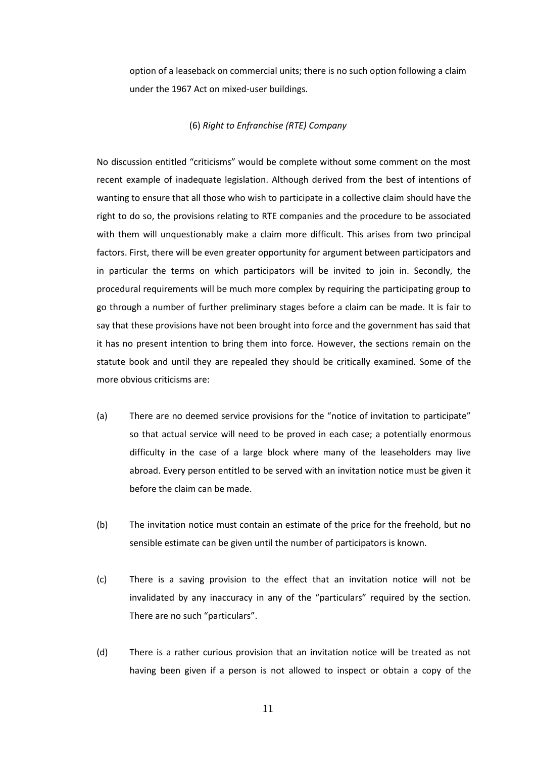option of a leaseback on commercial units; there is no such option following a claim under the 1967 Act on mixed-user buildings.

(6) *Right to Enfranchise (RTE) Company*

No discussion entitled "criticisms" would be complete without some comment on the most recent example of inadequate legislation. Although derived from the best of intentions of wanting to ensure that all those who wish to participate in a collective claim should have the right to do so, the provisions relating to RTE companies and the procedure to be associated with them will unquestionably make a claim more difficult. This arises from two principal factors. First, there will be even greater opportunity for argument between participators and in particular the terms on which participators will be invited to join in. Secondly, the procedural requirements will be much more complex by requiring the participating group to go through a number of further preliminary stages before a claim can be made. It is fair to say that these provisions have not been brought into force and the government has said that it has no present intention to bring them into force. However, the sections remain on the statute book and until they are repealed they should be critically examined. Some of the more obvious criticisms are:

(a) There are no deemed service provisions for the "notice of invitation to participate" so that actual service will need to be proved in each case; a potentially enormous difficulty in the case of a large block where many of the leaseholders may live abroad. Every person entitled to be served with an invitation notice must be given it before the claim can be made.

(b) The invitation notice must contain an estimate of the price for the freehold, but no sensible estimate can be given until the number of participators is known.

(c) There is a saving provision to the effect that an invitation notice will not be invalidated by any inaccuracy in any of the "particulars" required by the section. There are no such "particulars".

(d) There is a rather curious provision that an invitation notice will be treated as not having been given if a person is not allowed to inspect or obtain a copy of the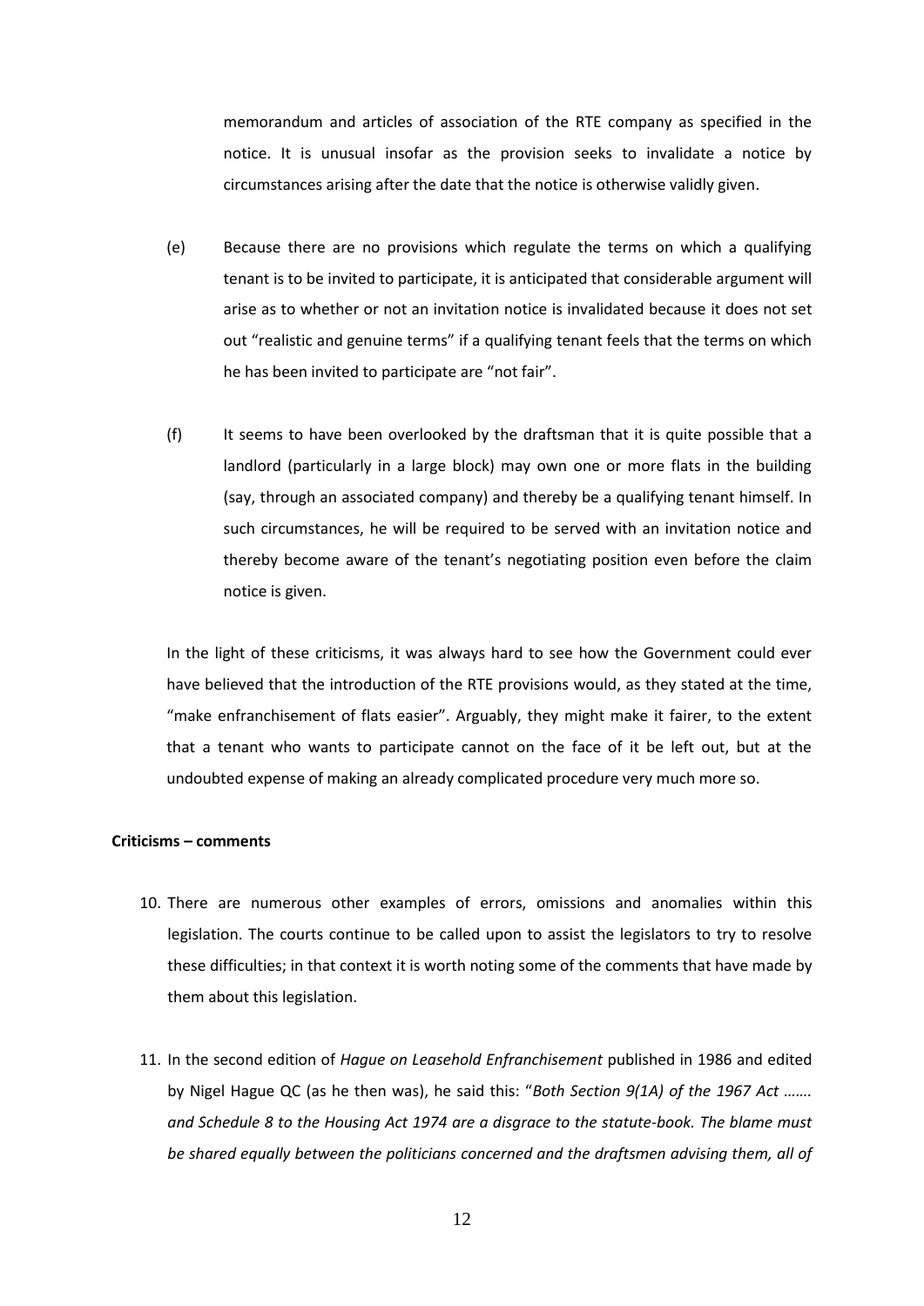memorandum and articles of association of the RTE company as specified in the notice. It is unusual insofar as the provision seeks to invalidate a notice by circumstances arising after the date that the notice is otherwise validly given.

(e) Because there are no provisions which regulate the terms on which a qualifying tenant is to be invited to participate, it is anticipated that considerable argument will arise as to whether or not an invitation notice is invalidated because it does not set out "realistic and genuine terms" if a qualifying tenant feels that the terms on which he has been invited to participate are "not fair".

(f) It seems to have been overlooked by the draftsman that it is quite possible that a landlord (particularly in a large block) may own one or more flats in the building (say, through an associated company) and thereby be a qualifying tenant himself. In such circumstances, he will be required to be served with an invitation notice and thereby become aware of the tenant's negotiating position even before the claim notice is given.

In the light of these criticisms, it was always hard to see how the Government could ever have believed that the introduction of the RTE provisions would, as they stated at the time, "make enfranchisement of flats easier". Arguably, they might make it fairer, to the extent that a tenant who wants to participate cannot on the face of it be left out, but at the undoubted expense of making an already complicated procedure very much more so.

**Criticisms – comments**

10. There are numerous other examples of errors, omissions and anomalies within this legislation. The courts continue to be called upon to assist the legislators to try to resolve these difficulties; in that context it is worth noting some of the comments that have made by them about this legislation.

11. In the second edition of *Hague on Leasehold Enfranchisement* published in 1986 and edited by Nigel Hague QC (as he then was), he said this: "*Both Section 9(1A) of the 1967 Act ……. and Schedule 8 to the Housing Act 1974 are a disgrace to the statute-book. The blame must be shared equally between the politicians concerned and the draftsmen advising them, all of*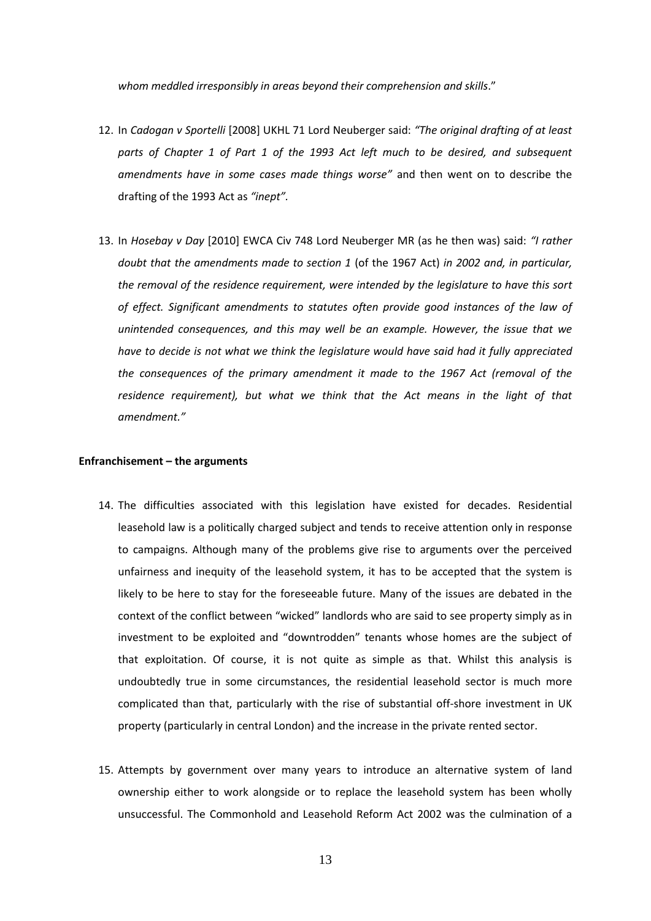*whom meddled irresponsibly in areas beyond their comprehension and skills*."

12. In *Cadogan v Sportelli* [2008] UKHL 71 Lord Neuberger said: *"The original drafting of at least parts of Chapter 1 of Part 1 of the 1993 Act left much to be desired, and subsequent amendments have in some cases made things worse"* and then went on to describe the drafting of the 1993 Act as *"inept"*.

13. In *Hosebay v Day* [2010] EWCA Civ 748 Lord Neuberger MR (as he then was) said: *"I rather doubt that the amendments made to section 1* (of the 1967 Act) *in 2002 and, in particular, the removal of the residence requirement, were intended by the legislature to have this sort of effect. Significant amendments to statutes often provide good instances of the law of unintended consequences, and this may well be an example. However, the issue that we have to decide is not what we think the legislature would have said had it fully appreciated the consequences of the primary amendment it made to the 1967 Act (removal of the residence requirement), but what we think that the Act means in the light of that amendment."*

**Enfranchisement – the arguments**

14. The difficulties associated with this legislation have existed for decades. Residential leasehold law is a politically charged subject and tends to receive attention only in response to campaigns. Although many of the problems give rise to arguments over the perceived unfairness and inequity of the leasehold system, it has to be accepted that the system is likely to be here to stay for the foreseeable future. Many of the issues are debated in the context of the conflict between "wicked" landlords who are said to see property simply as in investment to be exploited and "downtrodden" tenants whose homes are the subject of that exploitation. Of course, it is not quite as simple as that. Whilst this analysis is undoubtedly true in some circumstances, the residential leasehold sector is much more complicated than that, particularly with the rise of substantial off-shore investment in UK property (particularly in central London) and the increase in the private rented sector.

15. Attempts by government over many years to introduce an alternative system of land ownership either to work alongside or to replace the leasehold system has been wholly unsuccessful. The Commonhold and Leasehold Reform Act 2002 was the culmination of a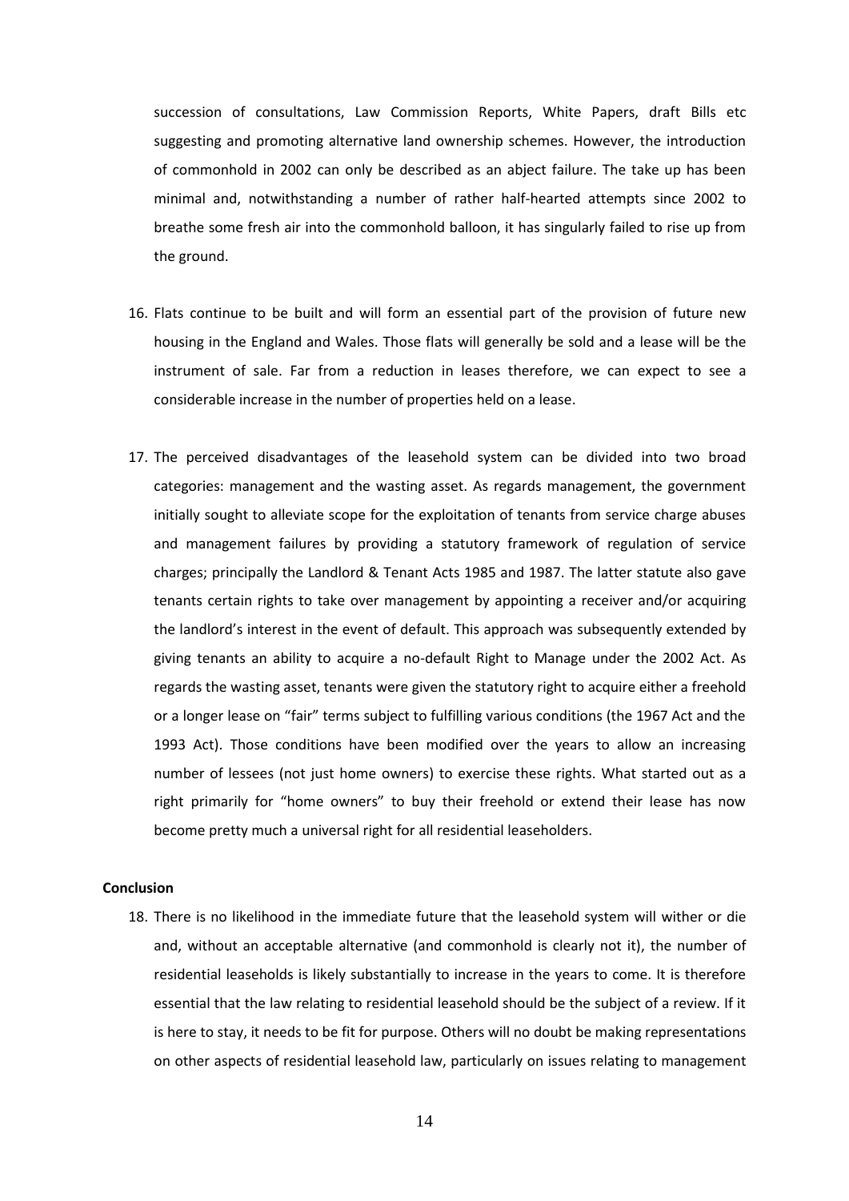succession of consultations, Law Commission Reports, White Papers, draft Bills etc suggesting and promoting alternative land ownership schemes. However, the introduction of commonhold in 2002 can only be described as an abject failure. The take up has been minimal and, notwithstanding a number of rather half-hearted attempts since 2002 to breathe some fresh air into the commonhold balloon, it has singularly failed to rise up from the ground.

16. Flats continue to be built and will form an essential part of the provision of future new housing in the England and Wales. Those flats will generally be sold and a lease will be the instrument of sale. Far from a reduction in leases therefore, we can expect to see a considerable increase in the number of properties held on a lease.

17. The perceived disadvantages of the leasehold system can be divided into two broad categories: management and the wasting asset. As regards management, the government initially sought to alleviate scope for the exploitation of tenants from service charge abuses and management failures by providing a statutory framework of regulation of service charges; principally the Landlord & Tenant Acts 1985 and 1987. The latter statute also gave tenants certain rights to take over management by appointing a receiver and/or acquiring the landlord's interest in the event of default. This approach was subsequently extended by giving tenants an ability to acquire a no-default Right to Manage under the 2002 Act. As regards the wasting asset, tenants were given the statutory right to acquire either a freehold or a longer lease on "fair" terms subject to fulfilling various conditions (the 1967 Act and the 1993 Act). Those conditions have been modified over the years to allow an increasing number of lessees (not just home owners) to exercise these rights. What started out as a right primarily for "home owners" to buy their freehold or extend their lease has now become pretty much a universal right for all residential leaseholders.

**Conclusion**

18. There is no likelihood in the immediate future that the leasehold system will wither or die and, without an acceptable alternative (and commonhold is clearly not it), the number of residential leaseholds is likely substantially to increase in the years to come. It is therefore essential that the law relating to residential leasehold should be the subject of a review. If it is here to stay, it needs to be fit for purpose. Others will no doubt be making representations on other aspects of residential leasehold law, particularly on issues relating to management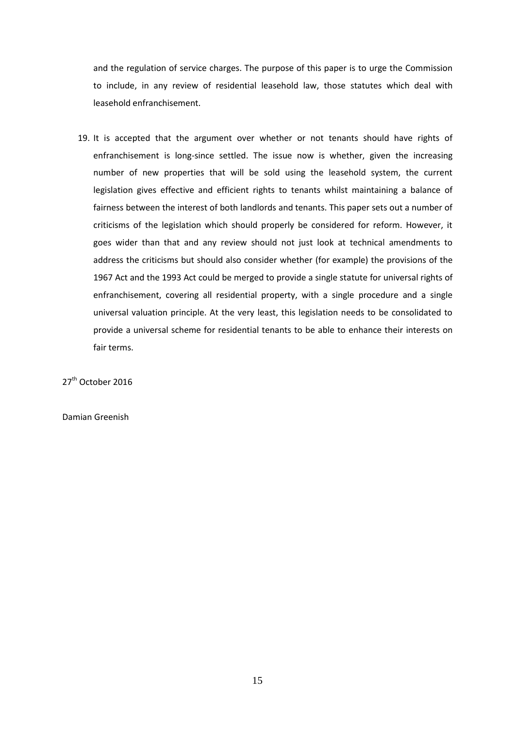and the regulation of service charges. The purpose of this paper is to urge the Commission to include, in any review of residential leasehold law, those statutes which deal with leasehold enfranchisement.

19. It is accepted that the argument over whether or not tenants should have rights of enfranchisement is long-since settled. The issue now is whether, given the increasing number of new properties that will be sold using the leasehold system, the current legislation gives effective and efficient rights to tenants whilst maintaining a balance of fairness between the interest of both landlords and tenants. This paper sets out a number of criticisms of the legislation which should properly be considered for reform. However, it goes wider than that and any review should not just look at technical amendments to address the criticisms but should also consider whether (for example) the provisions of the 1967 Act and the 1993 Act could be merged to provide a single statute for universal rights of enfranchisement, covering all residential property, with a single procedure and a single universal valuation principle. At the very least, this legislation needs to be consolidated to provide a universal scheme for residential tenants to be able to enhance their interests on fair terms.

27th October 2016

Damian Greenish